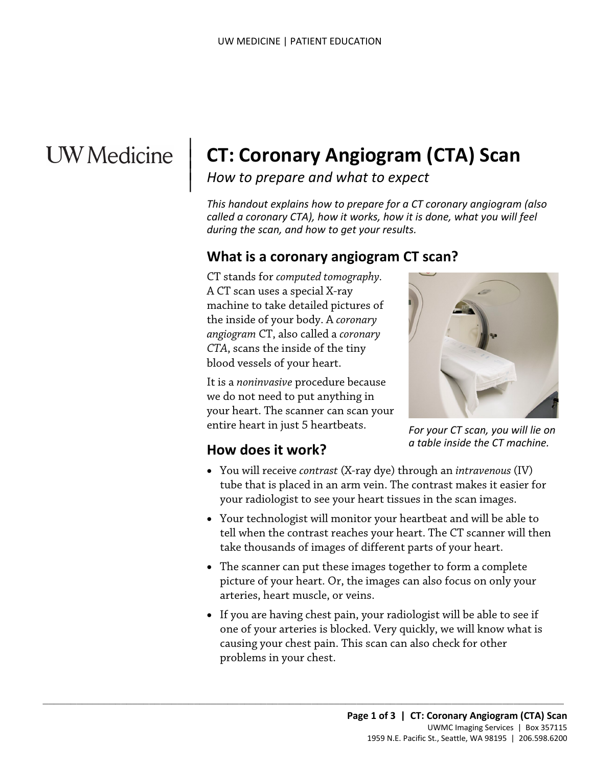UW Medicine

# CT: Coronary Angiogram (CTA) Scan

*How to prepare and what to expect*

*This handout explains how to prepare for a CT coronary angiogram (also called a coronary CTA), how it works, how it is done, what you will feel during the scan, and how to get your results.*

## What is a coronary angiogram CT scan?

CT stands for *computed tomography*. A CT scan uses a special X-ray machine to take detailed pictures of the inside of your body. A *coronary angiogram* CT, also called a *coronary CTA*, scans the inside of the tiny blood vessels of your heart.

It is a *noninvasive* procedure because we do not need to put anything in your heart. The scanner can scan your entire heart in just 5 heartbeats.

*For your CT scan, you will lie on a table inside the CT machine.*

## How does it work?

- You will receive *contrast* (X-ray dye) through an *intravenous* (IV) tube that is placed in an arm vein. The contrast makes it easier for your radiologist to see your heart tissues in the scan images.
- Your technologist will monitor your heartbeat and will be able to tell when the contrast reaches your heart. The CT scanner will then take thousands of images of different parts of your heart.
- The scanner can put these images together to form a complete picture of your heart. Or, the images can also focus on only your arteries, heart muscle, or veins.
- If you are having chest pain, your radiologist will be able to see if one of your arteries is blocked. Very quickly, we will know what is causing your chest pain. This scan can also check for other problems in your chest.

UWMC Imaging Services | Box 357115
1959 N.E. Pacific St., Seattle, WA 98195 | 206.598.6200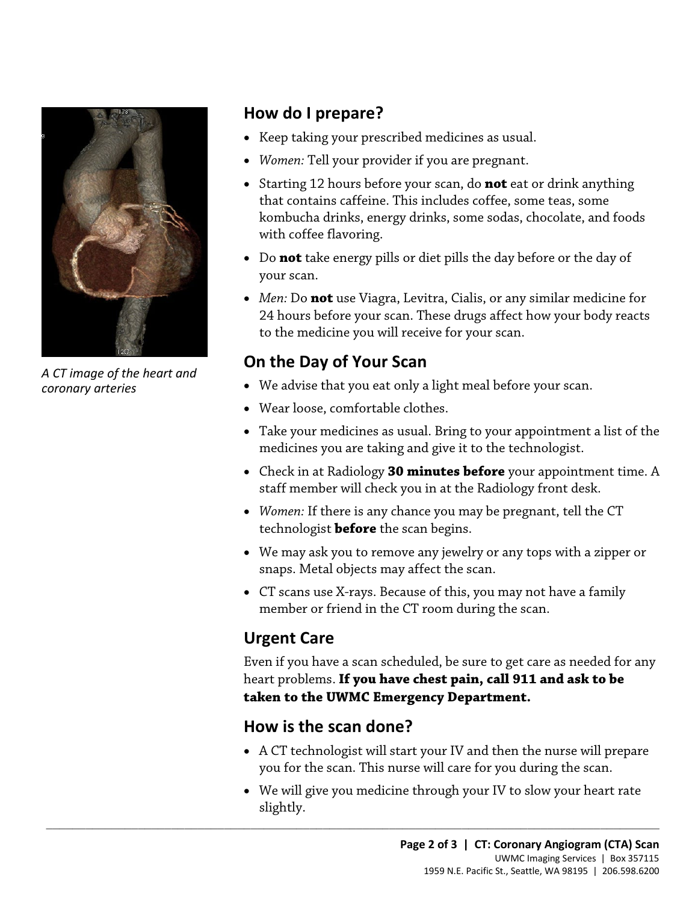A CT image of the heart and coronary arteries

## How do I prepare?

- Keep taking your prescribed medicines as usual.
- *Women:* Tell your provider if you are pregnant.
- Starting 12 hours before your scan, do **not** eat or drink anything that contains caffeine. This includes coffee, some teas, some kombucha drinks, energy drinks, some sodas, chocolate, and foods with coffee flavoring.
- Do **not** take energy pills or diet pills the day before or the day of your scan.
- *Men:* Do **not** use Viagra, Levitra, Cialis, or any similar medicine for 24 hours before your scan. These drugs affect how your body reacts to the medicine you will receive for your scan.

## On the Day of Your Scan

- We advise that you eat only a light meal before your scan.
- Wear loose, comfortable clothes.
- Take your medicines as usual. Bring to your appointment a list of the medicines you are taking and give it to the technologist.
- Check in at Radiology **30 minutes before** your appointment time. A staff member will check you in at the Radiology front desk.
- *Women:* If there is any chance you may be pregnant, tell the CT technologist **before** the scan begins.
- We may ask you to remove any jewelry or any tops with a zipper or snaps. Metal objects may affect the scan.
- CT scans use X-rays. Because of this, you may not have a family member or friend in the CT room during the scan.

## Urgent Care

Even if you have a scan scheduled, be sure to get care as needed for any heart problems. **If you have chest pain, call 911 and ask to be taken to the UWMC Emergency Department.**

## How is the scan done?

- A CT technologist will start your IV and then the nurse will prepare you for the scan. This nurse will care for you during the scan.
- We will give you medicine through your IV to slow your heart rate slightly.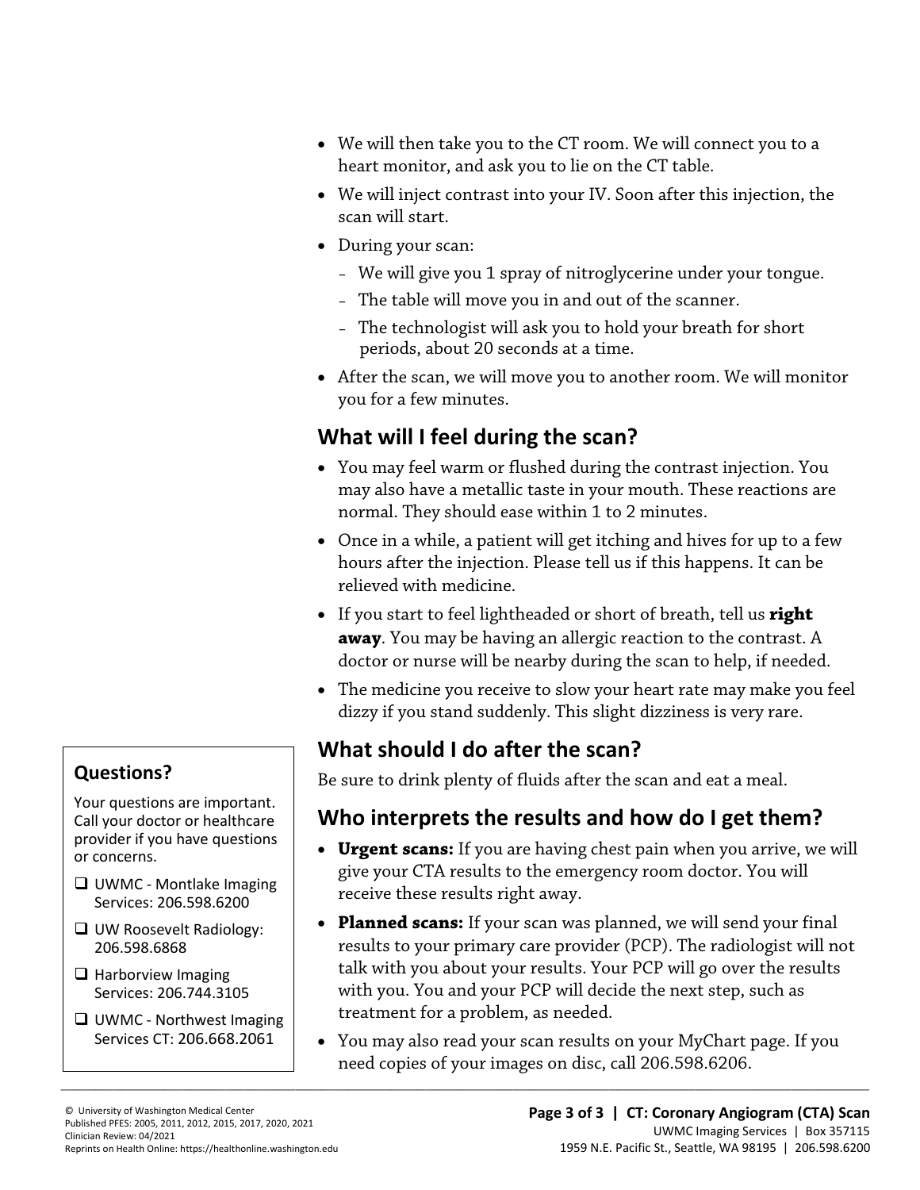- We will then take you to the CT room. We will connect you to a heart monitor, and ask you to lie on the CT table.
- We will inject contrast into your IV. Soon after this injection, the scan will start.
- During your scan:
  - We will give you 1 spray of nitroglycerine under your tongue.
  - The table will move you in and out of the scanner.
  - The technologist will ask you to hold your breath for short periods, about 20 seconds at a time.
- After the scan, we will move you to another room. We will monitor you for a few minutes.

## What will I feel during the scan?

- You may feel warm or flushed during the contrast injection. You may also have a metallic taste in your mouth. These reactions are normal. They should ease within 1 to 2 minutes.
- Once in a while, a patient will get itching and hives for up to a few hours after the injection. Please tell us if this happens. It can be relieved with medicine.
- If you start to feel lightheaded or short of breath, tell us **right away**. You may be having an allergic reaction to the contrast. A doctor or nurse will be nearby during the scan to help, if needed.
- The medicine you receive to slow your heart rate may make you feel dizzy if you stand suddenly. This slight dizziness is very rare.

## What should I do after the scan?

Be sure to drink plenty of fluids after the scan and eat a meal.

## Who interprets the results and how do I get them?

- **Urgent scans:** If you are having chest pain when you arrive, we will give your CTA results to the emergency room doctor. You will receive these results right away.
- **Planned scans:** If your scan was planned, we will send your final results to your primary care provider (PCP). The radiologist will not talk with you about your results. Your PCP will go over the results with you. You and your PCP will decide the next step, such as treatment for a problem, as needed.
- You may also read your scan results on your MyChart page. If you need copies of your images on disc, call 206.598.6206.

### Questions?

Your questions are important. Call your doctor or healthcare provider if you have questions or concerns.

- ❑ UWMC - Montlake Imaging Services: 206.598.6200
- ❑ UW Roosevelt Radiology: 206.598.6868
- ❑ Harborview Imaging Services: 206.744.3105
- ❑ UWMC - Northwest Imaging Services CT: 206.668.2061

© University of Washington Medical Center
Published PFES: 2005, 2011, 2012, 2015, 2017, 2020, 2021
Clinician Review: 04/2021
Reprints on Health Online: https://healthonline.washington.edu

UWMC Imaging Services | Box 357115
1959 N.E. Pacific St., Seattle, WA 98195 | 206.598.6200